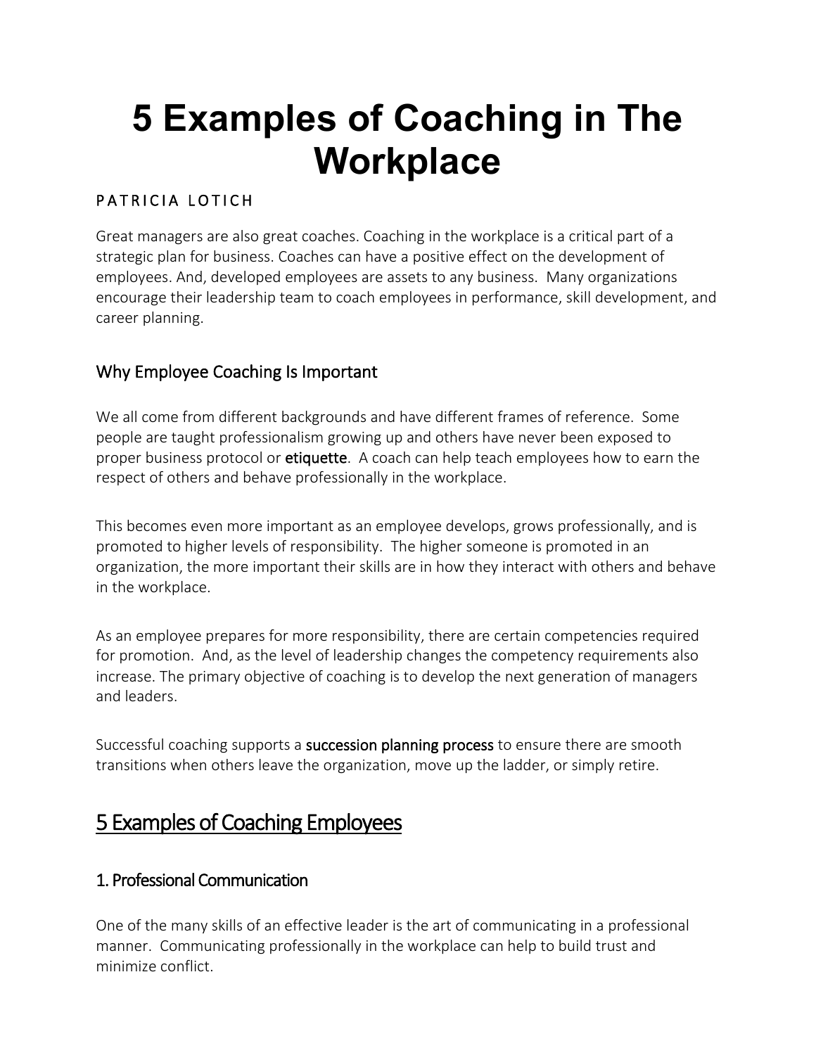# 5 Examples of Coaching in The Workplace

PATRICIA LOTICH

Great managers are also great coaches. Coaching in the workplace is a critical part of a strategic plan for business. Coaches can have a positive effect on the development of employees. And, developed employees are assets to any business. Many organizations encourage their leadership team to coach employees in performance, skill development, and career planning.

## Why Employee Coaching Is Important

We all come from different backgrounds and have different frames of reference. Some people are taught professionalism growing up and others have never been exposed to proper business protocol or **etiquette**. A coach can help teach employees how to earn the respect of others and behave professionally in the workplace.

This becomes even more important as an employee develops, grows professionally, and is promoted to higher levels of responsibility. The higher someone is promoted in an organization, the more important their skills are in how they interact with others and behave in the workplace.

As an employee prepares for more responsibility, there are certain competencies required for promotion. And, as the level of leadership changes the competency requirements also increase. The primary objective of coaching is to develop the next generation of managers and leaders.

Successful coaching supports a **succession planning process** to ensure there are smooth transitions when others leave the organization, move up the ladder, or simply retire.

## 5 Examples of Coaching Employees

### 1. Professional Communication

One of the many skills of an effective leader is the art of communicating in a professional manner. Communicating professionally in the workplace can help to build trust and minimize conflict.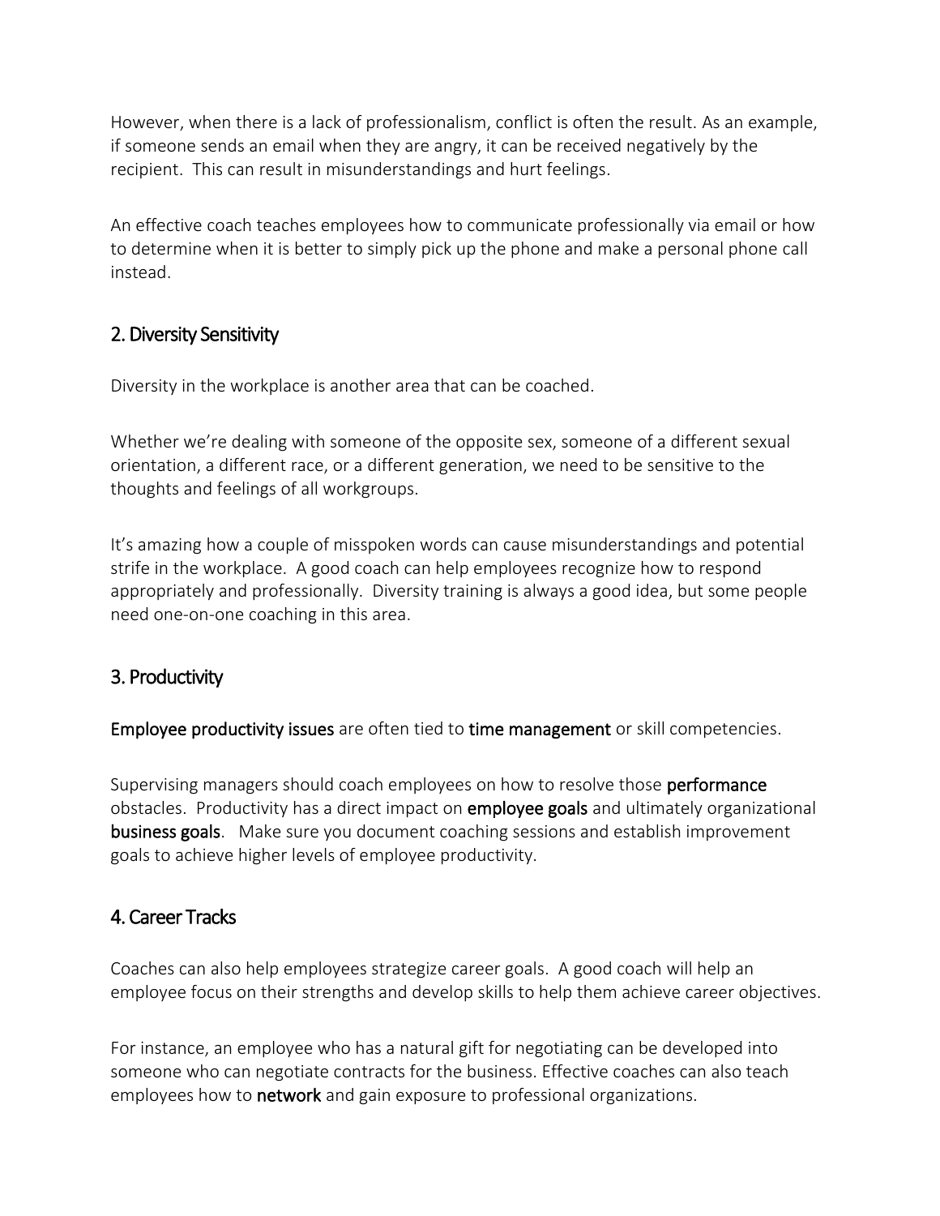However, when there is a lack of professionalism, conflict is often the result. As an example, if someone sends an email when they are angry, it can be received negatively by the recipient. This can result in misunderstandings and hurt feelings.

An effective coach teaches employees how to communicate professionally via email or how to determine when it is better to simply pick up the phone and make a personal phone call instead.

## 2. Diversity Sensitivity

Diversity in the workplace is another area that can be coached.

Whether we're dealing with someone of the opposite sex, someone of a different sexual orientation, a different race, or a different generation, we need to be sensitive to the thoughts and feelings of all workgroups.

It's amazing how a couple of misspoken words can cause misunderstandings and potential strife in the workplace. A good coach can help employees recognize how to respond appropriately and professionally. Diversity training is always a good idea, but some people need one-on-one coaching in this area.

## 3. Productivity

**Employee productivity issues** are often tied to **time management** or skill competencies.

Supervising managers should coach employees on how to resolve those **performance** obstacles. Productivity has a direct impact on **employee goals** and ultimately organizational **business goals**. Make sure you document coaching sessions and establish improvement goals to achieve higher levels of employee productivity.

## 4. Career Tracks

Coaches can also help employees strategize career goals. A good coach will help an employee focus on their strengths and develop skills to help them achieve career objectives.

For instance, an employee who has a natural gift for negotiating can be developed into someone who can negotiate contracts for the business. Effective coaches can also teach employees how to **network** and gain exposure to professional organizations.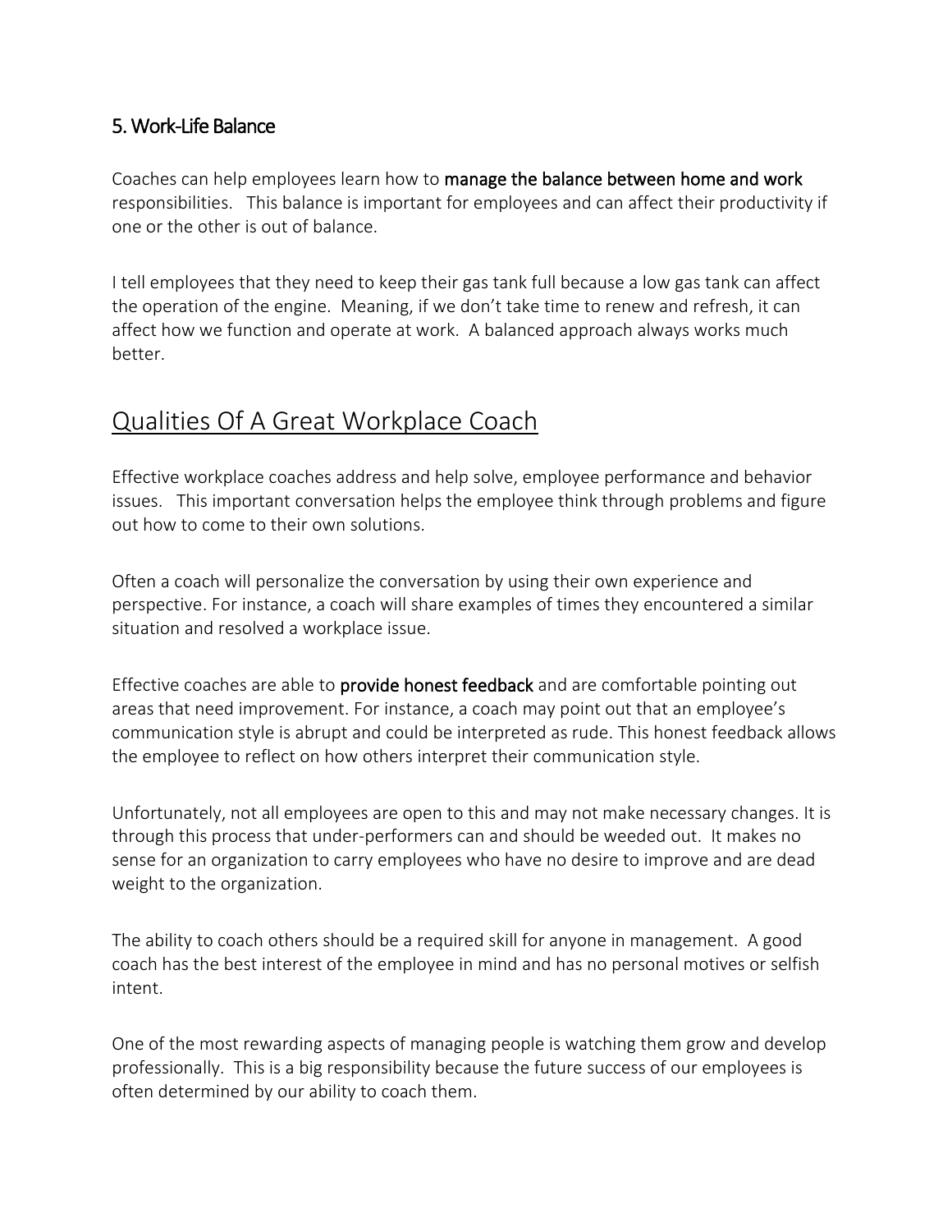### 5. Work-Life Balance

Coaches can help employees learn how to **manage the balance between home and work** responsibilities. This balance is important for employees and can affect their productivity if one or the other is out of balance.

I tell employees that they need to keep their gas tank full because a low gas tank can affect the operation of the engine. Meaning, if we don't take time to renew and refresh, it can affect how we function and operate at work. A balanced approach always works much better.

## Qualities Of A Great Workplace Coach

Effective workplace coaches address and help solve, employee performance and behavior issues. This important conversation helps the employee think through problems and figure out how to come to their own solutions.

Often a coach will personalize the conversation by using their own experience and perspective. For instance, a coach will share examples of times they encountered a similar situation and resolved a workplace issue.

Effective coaches are able to **provide honest feedback** and are comfortable pointing out areas that need improvement. For instance, a coach may point out that an employee's communication style is abrupt and could be interpreted as rude. This honest feedback allows the employee to reflect on how others interpret their communication style.

Unfortunately, not all employees are open to this and may not make necessary changes. It is through this process that under-performers can and should be weeded out. It makes no sense for an organization to carry employees who have no desire to improve and are dead weight to the organization.

The ability to coach others should be a required skill for anyone in management. A good coach has the best interest of the employee in mind and has no personal motives or selfish intent.

One of the most rewarding aspects of managing people is watching them grow and develop professionally. This is a big responsibility because the future success of our employees is often determined by our ability to coach them.